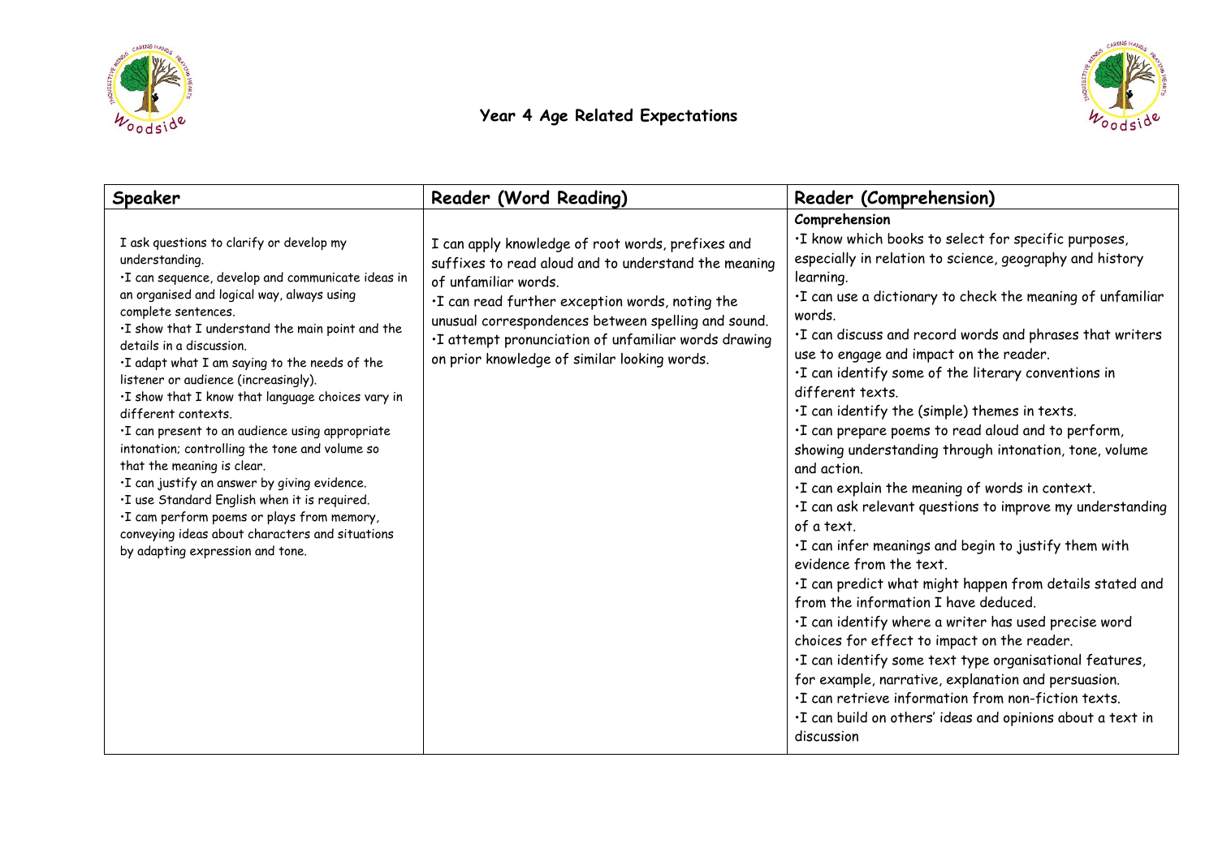# Year 4 Age Related Expectations

| Speaker | Reader (Word Reading) | Reader (Comprehension) |
| --- | --- | --- |
| I ask questions to clarify or develop my understanding.<br>•I can sequence, develop and communicate ideas in an organised and logical way, always using complete sentences.<br>•I show that I understand the main point and the details in a discussion.<br>•I adapt what I am saying to the needs of the listener or audience (increasingly).<br>•I show that I know that language choices vary in different contexts.<br>•I can present to an audience using appropriate intonation; controlling the tone and volume so that the meaning is clear.<br>•I can justify an answer by giving evidence.<br>•I use Standard English when it is required.<br>•I cam perform poems or plays from memory, conveying ideas about characters and situations by adapting expression and tone. | I can apply knowledge of root words, prefixes and suffixes to read aloud and to understand the meaning of unfamiliar words.<br>•I can read further exception words, noting the unusual correspondences between spelling and sound.<br>•I attempt pronunciation of unfamiliar words drawing on prior knowledge of similar looking words. | **Comprehension**<br>•I know which books to select for specific purposes, especially in relation to science, geography and history learning.<br>•I can use a dictionary to check the meaning of unfamiliar words.<br>•I can discuss and record words and phrases that writers use to engage and impact on the reader.<br>•I can identify some of the literary conventions in different texts.<br>•I can identify the (simple) themes in texts.<br>•I can prepare poems to read aloud and to perform, showing understanding through intonation, tone, volume and action.<br>•I can explain the meaning of words in context.<br>•I can ask relevant questions to improve my understanding of a text.<br>•I can infer meanings and begin to justify them with evidence from the text.<br>•I can predict what might happen from details stated and from the information I have deduced.<br>•I can identify where a writer has used precise word choices for effect to impact on the reader.<br>•I can identify some text type organisational features, for example, narrative, explanation and persuasion.<br>•I can retrieve information from non-fiction texts.<br>•I can build on others' ideas and opinions about a text in discussion |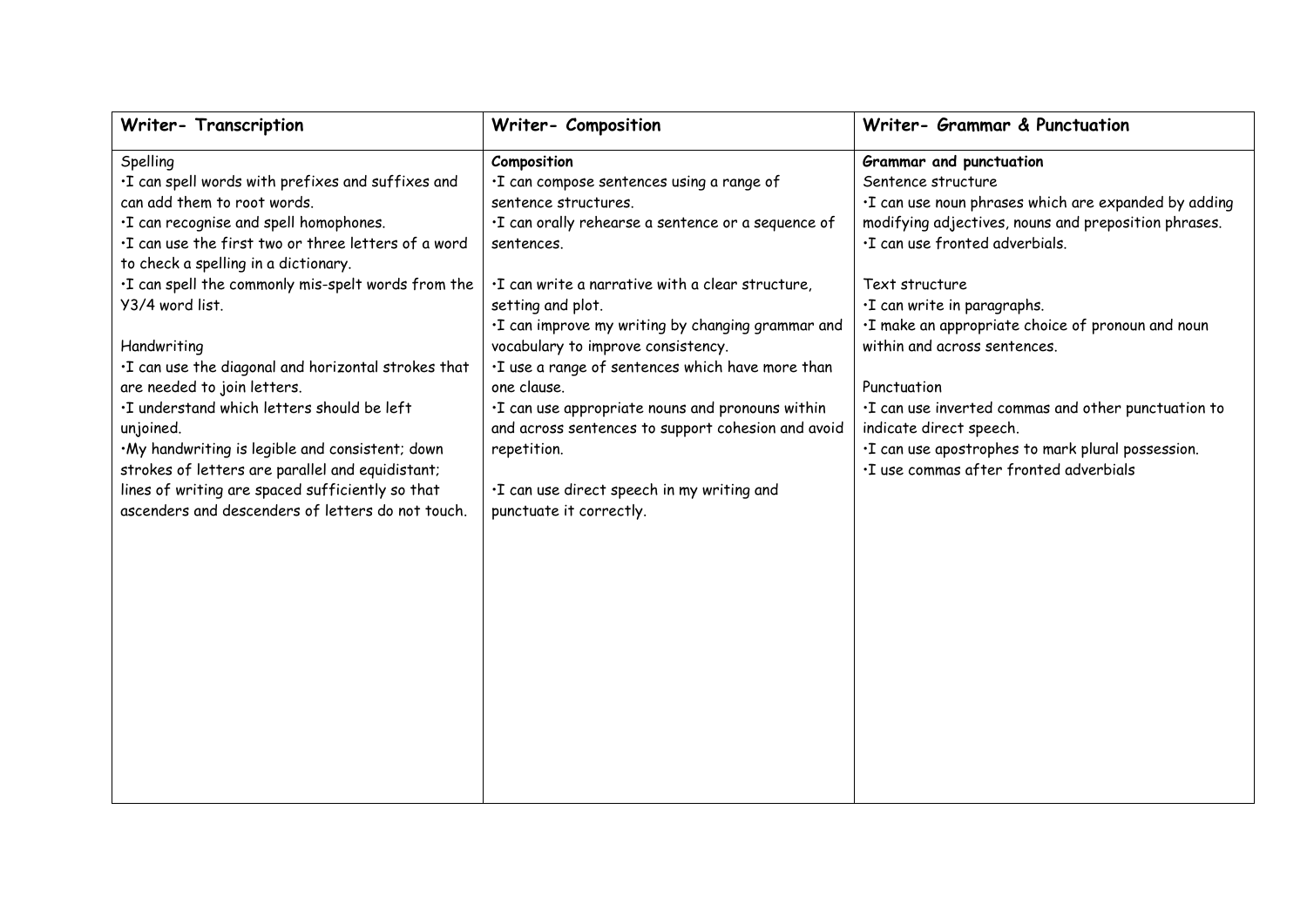| Writer- Transcription | Writer- Composition | Writer- Grammar & Punctuation |
|---|---|---|
| Spelling<br>•I can spell words with prefixes and suffixes and can add them to root words.<br>•I can recognise and spell homophones.<br>•I can use the first two or three letters of a word to check a spelling in a dictionary.<br>•I can spell the commonly mis-spelt words from the Y3/4 word list.<br><br>Handwriting<br>•I can use the diagonal and horizontal strokes that are needed to join letters.<br>•I understand which letters should be left unjoined.<br>•My handwriting is legible and consistent; down strokes of letters are parallel and equidistant; lines of writing are spaced sufficiently so that ascenders and descenders of letters do not touch. | **Composition**<br>•I can compose sentences using a range of sentence structures.<br>•I can orally rehearse a sentence or a sequence of sentences.<br><br>•I can write a narrative with a clear structure, setting and plot.<br>•I can improve my writing by changing grammar and vocabulary to improve consistency.<br>•I use a range of sentences which have more than one clause.<br>•I can use appropriate nouns and pronouns within and across sentences to support cohesion and avoid repetition.<br><br>•I can use direct speech in my writing and punctuate it correctly. | **Grammar and punctuation**<br>Sentence structure<br>•I can use noun phrases which are expanded by adding modifying adjectives, nouns and preposition phrases.<br>•I can use fronted adverbials.<br><br>Text structure<br>•I can write in paragraphs.<br>•I make an appropriate choice of pronoun and noun within and across sentences.<br><br>Punctuation<br>•I can use inverted commas and other punctuation to indicate direct speech.<br>•I can use apostrophes to mark plural possession.<br>•I use commas after fronted adverbials |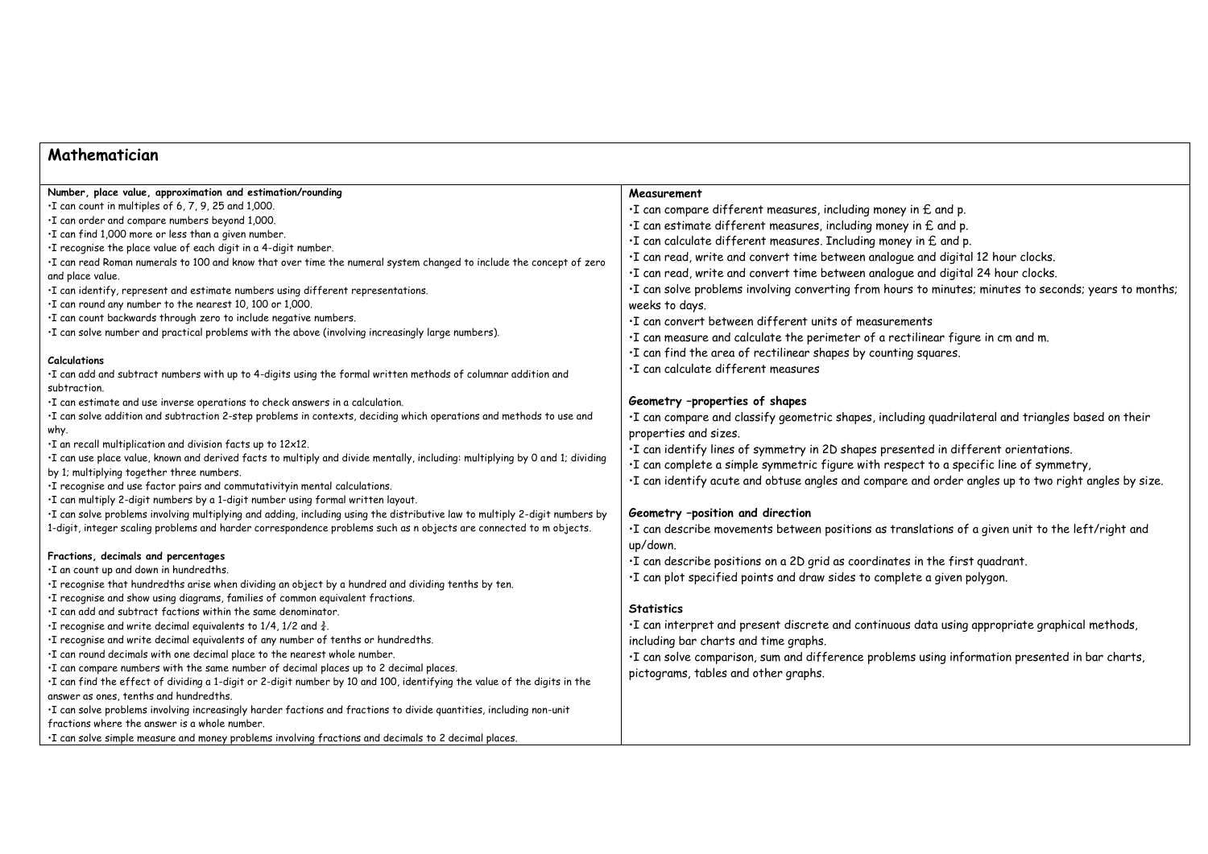## Mathematician

### Number, place value, approximation and estimation/rounding

- •I can count in multiples of 6, 7, 9, 25 and 1,000.
- •I can order and compare numbers beyond 1,000.
- •I can find 1,000 more or less than a given number.
- •I recognise the place value of each digit in a 4-digit number.
- •I can read Roman numerals to 100 and know that over time the numeral system changed to include the concept of zero and place value.
- •I can identify, represent and estimate numbers using different representations.
- •I can round any number to the nearest 10, 100 or 1,000.
- •I can count backwards through zero to include negative numbers.
- •I can solve number and practical problems with the above (involving increasingly large numbers).

### Calculations

- •I can add and subtract numbers with up to 4-digits using the formal written methods of columnar addition and subtraction.
- •I can estimate and use inverse operations to check answers in a calculation.
- •I can solve addition and subtraction 2-step problems in contexts, deciding which operations and methods to use and why.
- •I an recall multiplication and division facts up to 12x12.
- •I can use place value, known and derived facts to multiply and divide mentally, including: multiplying by 0 and 1; dividing by 1; multiplying together three numbers.
- •I recognise and use factor pairs and commutativityin mental calculations.
- •I can multiply 2-digit numbers by a 1-digit number using formal written layout.
- •I can solve problems involving multiplying and adding, including using the distributive law to multiply 2-digit numbers by 1-digit, integer scaling problems and harder correspondence problems such as n objects are connected to m objects.

### Fractions, decimals and percentages

- •I an count up and down in hundredths.
- •I recognise that hundredths arise when dividing an object by a hundred and dividing tenths by ten.
- •I recognise and show using diagrams, families of common equivalent fractions.
- •I can add and subtract factions within the same denominator.
- •I recognise and write decimal equivalents to 1/4, 1/2 and ¾.
- •I recognise and write decimal equivalents of any number of tenths or hundredths.
- •I can round decimals with one decimal place to the nearest whole number.
- •I can compare numbers with the same number of decimal places up to 2 decimal places.
- •I can find the effect of dividing a 1-digit or 2-digit number by 10 and 100, identifying the value of the digits in the answer as ones, tenths and hundredths.
- •I can solve problems involving increasingly harder factions and fractions to divide quantities, including non-unit fractions where the answer is a whole number.
- •I can solve simple measure and money problems involving fractions and decimals to 2 decimal places.

### Measurement

- •I can compare different measures, including money in £ and p.
- •I can estimate different measures, including money in £ and p.
- •I can calculate different measures. Including money in £ and p.
- •I can read, write and convert time between analogue and digital 12 hour clocks.
- •I can read, write and convert time between analogue and digital 24 hour clocks.
- •I can solve problems involving converting from hours to minutes; minutes to seconds; years to months; weeks to days.
- •I can convert between different units of measurements
- •I can measure and calculate the perimeter of a rectilinear figure in cm and m.
- •I can find the area of rectilinear shapes by counting squares.
- •I can calculate different measures

### Geometry –properties of shapes

- •I can compare and classify geometric shapes, including quadrilateral and triangles based on their properties and sizes.
- •I can identify lines of symmetry in 2D shapes presented in different orientations.
- •I can complete a simple symmetric figure with respect to a specific line of symmetry,
- •I can identify acute and obtuse angles and compare and order angles up to two right angles by size.

### Geometry –position and direction

- •I can describe movements between positions as translations of a given unit to the left/right and up/down.
- •I can describe positions on a 2D grid as coordinates in the first quadrant.
- •I can plot specified points and draw sides to complete a given polygon.

### Statistics

- •I can interpret and present discrete and continuous data using appropriate graphical methods, including bar charts and time graphs.
- •I can solve comparison, sum and difference problems using information presented in bar charts, pictograms, tables and other graphs.